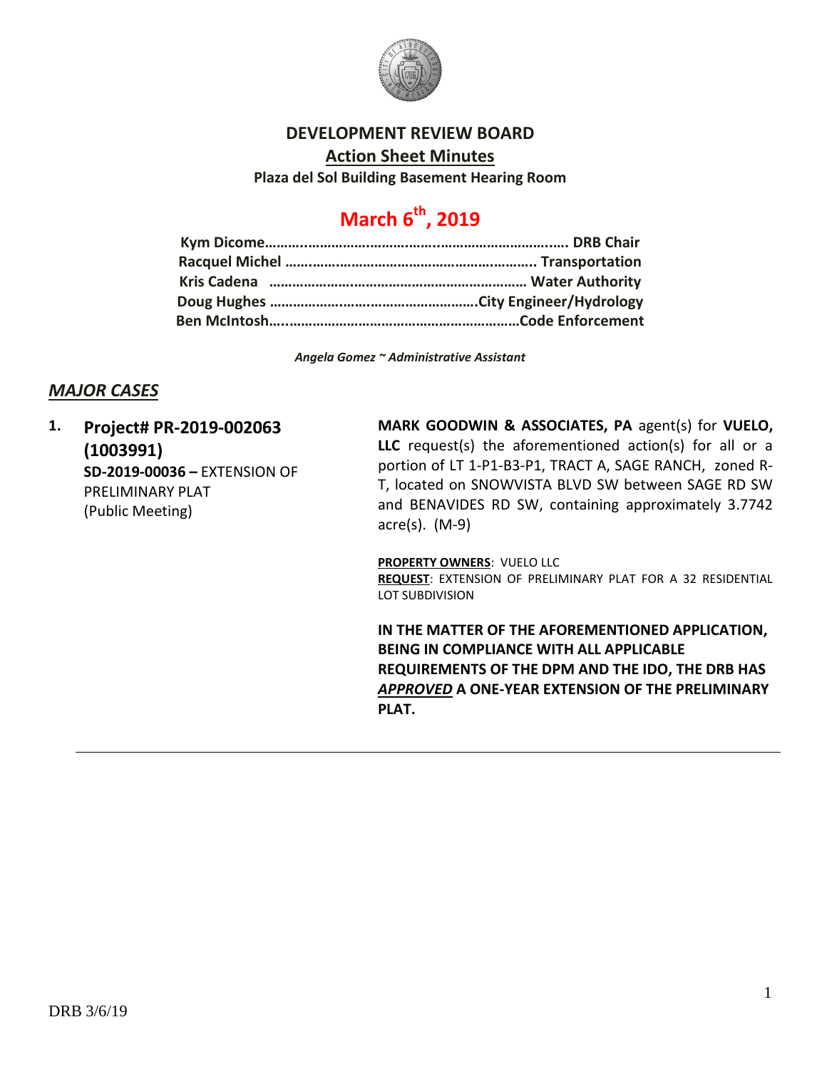# DEVELOPMENT REVIEW BOARD

## Action Sheet Minutes

**Plaza del Sol Building Basement Hearing Room**

# March 6th, 2019

**Kym Dicome……………………………………………………………….. DRB Chair**
**Racquel Michel ……………………………………………………….. Transportation**
**Kris Cadena …………………………………………………………… Water Authority**
**Doug Hughes ……………………………………………….City Engineer/Hydrology**
**Ben McIntosh…..……………………………………………………Code Enforcement**

*Angela Gomez ~ Administrative Assistant*

## *MAJOR CASES*

**1. Project# PR-2019-002063 (1003991)**
**SD-2019-00036 –** EXTENSION OF PRELIMINARY PLAT
(Public Meeting)

**MARK GOODWIN & ASSOCIATES, PA** agent(s) for **VUELO, LLC** request(s) the aforementioned action(s) for all or a portion of LT 1-P1-B3-P1, TRACT A, SAGE RANCH, zoned R-T, located on SNOWVISTA BLVD SW between SAGE RD SW and BENAVIDES RD SW, containing approximately 3.7742 acre(s). (M-9)

**PROPERTY OWNERS**: VUELO LLC
**REQUEST**: EXTENSION OF PRELIMINARY PLAT FOR A 32 RESIDENTIAL LOT SUBDIVISION

**IN THE MATTER OF THE AFOREMENTIONED APPLICATION, BEING IN COMPLIANCE WITH ALL APPLICABLE REQUIREMENTS OF THE DPM AND THE IDO, THE DRB HAS *APPROVED* A ONE-YEAR EXTENSION OF THE PRELIMINARY PLAT.**

DRB 3/6/19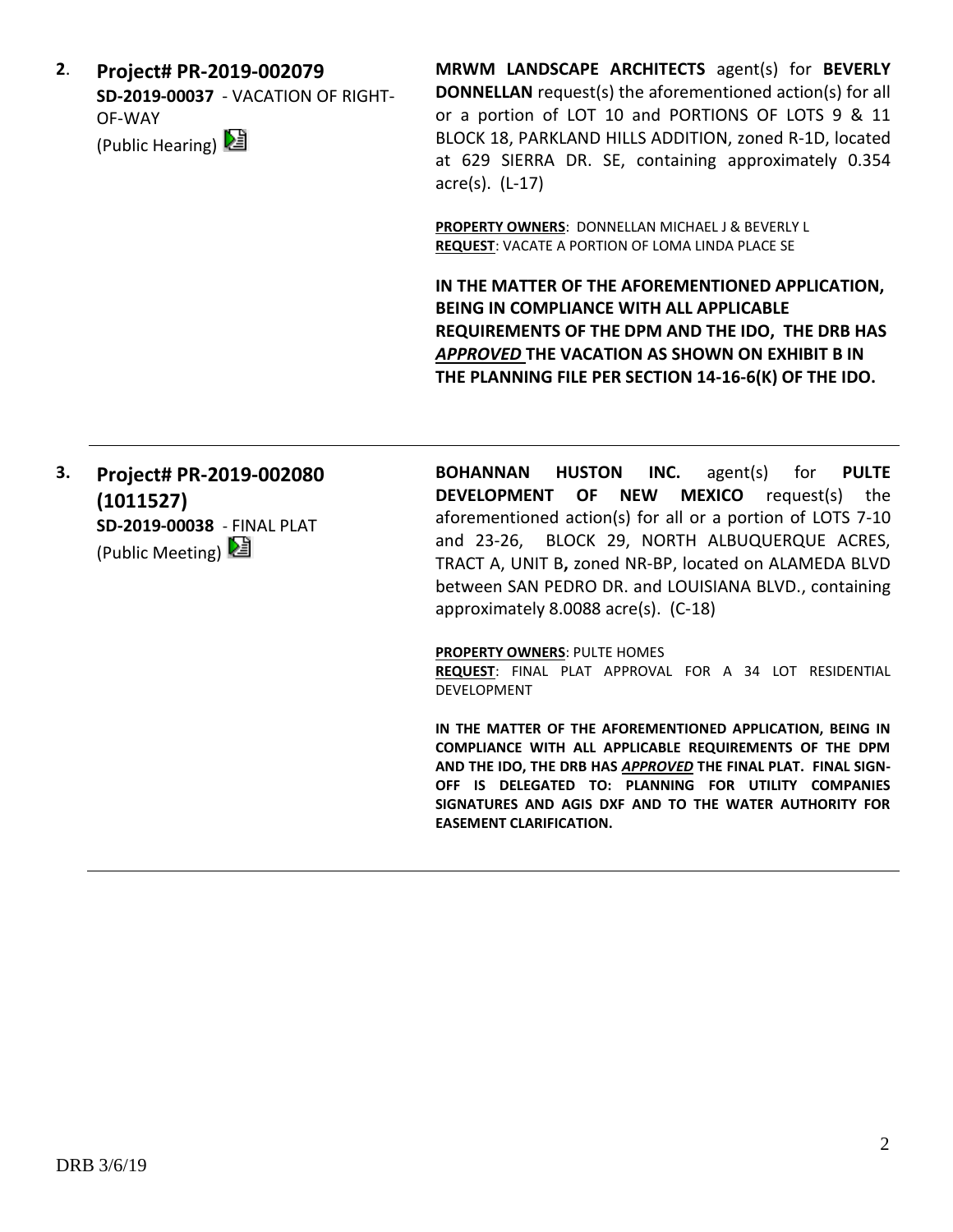**2**. **Project# PR-2019-002079**
**SD-2019-00037** - VACATION OF RIGHT-OF-WAY
(Public Hearing)

**MRWM LANDSCAPE ARCHITECTS** agent(s) for **BEVERLY DONNELLAN** request(s) the aforementioned action(s) for all or a portion of LOT 10 and PORTIONS OF LOTS 9 & 11 BLOCK 18, PARKLAND HILLS ADDITION, zoned R-1D, located at 629 SIERRA DR. SE, containing approximately 0.354 acre(s). (L-17)

**PROPERTY OWNERS**: DONNELLAN MICHAEL J & BEVERLY L
**REQUEST**: VACATE A PORTION OF LOMA LINDA PLACE SE

**IN THE MATTER OF THE AFOREMENTIONED APPLICATION, BEING IN COMPLIANCE WITH ALL APPLICABLE REQUIREMENTS OF THE DPM AND THE IDO, THE DRB HAS *APPROVED* THE VACATION AS SHOWN ON EXHIBIT B IN THE PLANNING FILE PER SECTION 14-16-6(K) OF THE IDO.**

---

**3.** **Project# PR-2019-002080 (1011527)**
**SD-2019-00038** - FINAL PLAT
(Public Meeting)

**BOHANNAN HUSTON INC.** agent(s) for **PULTE DEVELOPMENT OF NEW MEXICO** request(s) the aforementioned action(s) for all or a portion of LOTS 7-10 and 23-26, BLOCK 29, NORTH ALBUQUERQUE ACRES, TRACT A, UNIT B**,** zoned NR-BP, located on ALAMEDA BLVD between SAN PEDRO DR. and LOUISIANA BLVD., containing approximately 8.0088 acre(s). (C-18)

**PROPERTY OWNERS**: PULTE HOMES
**REQUEST**: FINAL PLAT APPROVAL FOR A 34 LOT RESIDENTIAL DEVELOPMENT

**IN THE MATTER OF THE AFOREMENTIONED APPLICATION, BEING IN COMPLIANCE WITH ALL APPLICABLE REQUIREMENTS OF THE DPM AND THE IDO, THE DRB HAS *APPROVED* THE FINAL PLAT. FINAL SIGN-OFF IS DELEGATED TO: PLANNING FOR UTILITY COMPANIES SIGNATURES AND AGIS DXF AND TO THE WATER AUTHORITY FOR EASEMENT CLARIFICATION.**

---

DRB 3/6/19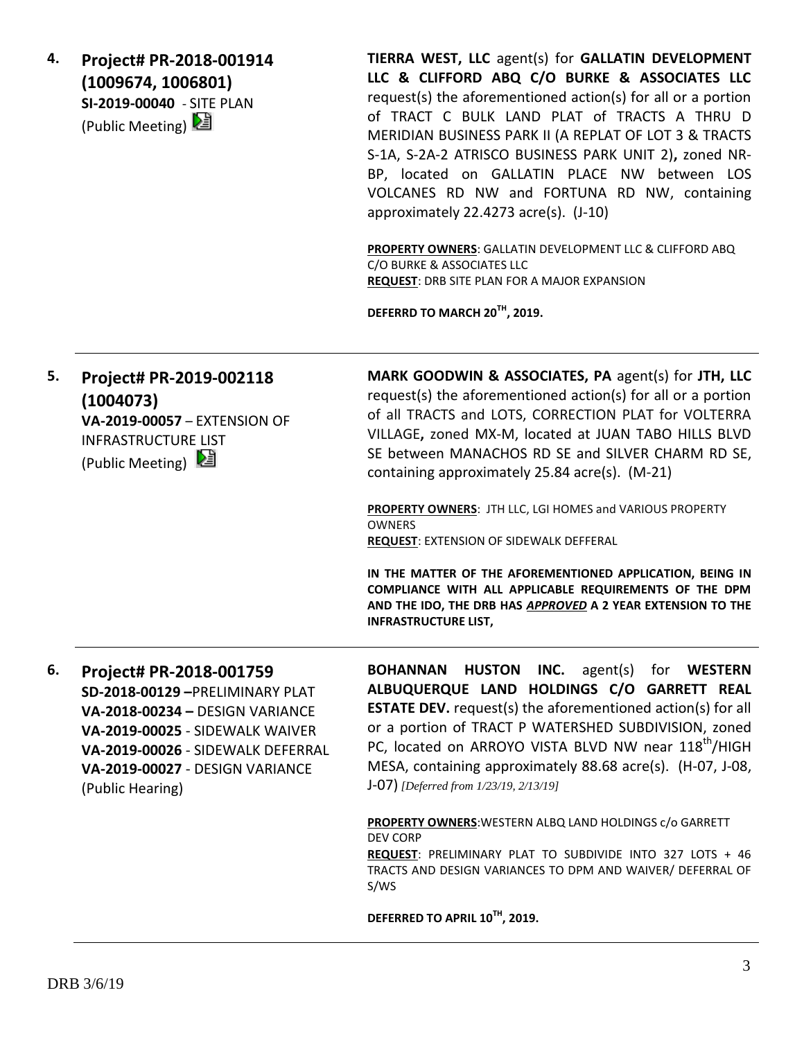4. **Project# PR-2018-001914 (1009674, 1006801)**
**SI-2019-00040** - SITE PLAN
(Public Meeting)

**TIERRA WEST, LLC** agent(s) for **GALLATIN DEVELOPMENT LLC & CLIFFORD ABQ C/O BURKE & ASSOCIATES LLC** request(s) the aforementioned action(s) for all or a portion of TRACT C BULK LAND PLAT of TRACTS A THRU D MERIDIAN BUSINESS PARK II (A REPLAT OF LOT 3 & TRACTS S-1A, S-2A-2 ATRISCO BUSINESS PARK UNIT 2)**,** zoned NR-BP, located on GALLATIN PLACE NW between LOS VOLCANES RD NW and FORTUNA RD NW, containing approximately 22.4273 acre(s). (J-10)

**PROPERTY OWNERS**: GALLATIN DEVELOPMENT LLC & CLIFFORD ABQ C/O BURKE & ASSOCIATES LLC
**REQUEST**: DRB SITE PLAN FOR A MAJOR EXPANSION

**DEFERRD TO MARCH 20TH, 2019.**

---

5. **Project# PR-2019-002118 (1004073)**
**VA-2019-00057** – EXTENSION OF INFRASTRUCTURE LIST
(Public Meeting)

**MARK GOODWIN & ASSOCIATES, PA** agent(s) for **JTH, LLC** request(s) the aforementioned action(s) for all or a portion of all TRACTS and LOTS, CORRECTION PLAT for VOLTERRA VILLAGE**,** zoned MX-M, located at JUAN TABO HILLS BLVD SE between MANACHOS RD SE and SILVER CHARM RD SE, containing approximately 25.84 acre(s). (M-21)

**PROPERTY OWNERS**: JTH LLC, LGI HOMES and VARIOUS PROPERTY OWNERS
**REQUEST**: EXTENSION OF SIDEWALK DEFFERAL

**IN THE MATTER OF THE AFOREMENTIONED APPLICATION, BEING IN COMPLIANCE WITH ALL APPLICABLE REQUIREMENTS OF THE DPM AND THE IDO, THE DRB HAS *APPROVED* A 2 YEAR EXTENSION TO THE INFRASTRUCTURE LIST,**

---

6. **Project# PR-2018-001759**
**SD-2018-00129** –PRELIMINARY PLAT
**VA-2018-00234 –** DESIGN VARIANCE
**VA-2019-00025** - SIDEWALK WAIVER
**VA-2019-00026** - SIDEWALK DEFERRAL
**VA-2019-00027** - DESIGN VARIANCE
(Public Hearing)

**BOHANNAN HUSTON INC.** agent(s) for **WESTERN ALBUQUERQUE LAND HOLDINGS C/O GARRETT REAL ESTATE DEV.** request(s) the aforementioned action(s) for all or a portion of TRACT P WATERSHED SUBDIVISION, zoned PC, located on ARROYO VISTA BLVD NW near 118th/HIGH MESA, containing approximately 88.68 acre(s). (H-07, J-08, J-07) *[Deferred from 1/23/19, 2/13/19]*

**PROPERTY OWNERS**:WESTERN ALBQ LAND HOLDINGS c/o GARRETT DEV CORP
**REQUEST**: PRELIMINARY PLAT TO SUBDIVIDE INTO 327 LOTS + 46 TRACTS AND DESIGN VARIANCES TO DPM AND WAIVER/ DEFERRAL OF S/WS

**DEFERRED TO APRIL 10TH, 2019.**

---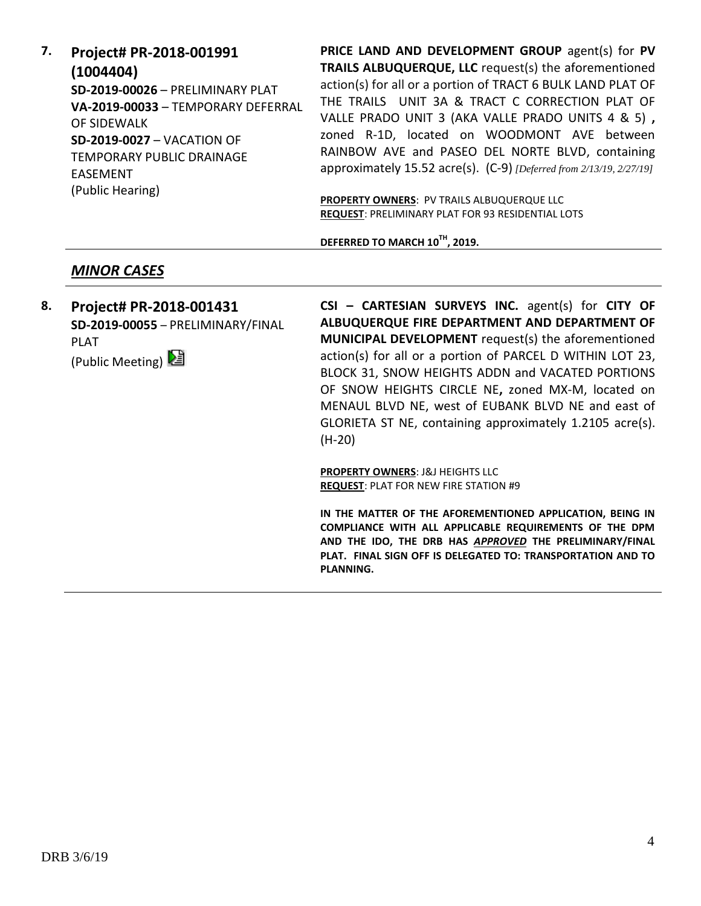**7. Project# PR-2018-001991 (1004404)**
**SD-2019-00026** – PRELIMINARY PLAT
**VA-2019-00033** – TEMPORARY DEFERRAL OF SIDEWALK
**SD-2019-0027** – VACATION OF TEMPORARY PUBLIC DRAINAGE EASEMENT
(Public Hearing)

**PRICE LAND AND DEVELOPMENT GROUP** agent(s) for **PV TRAILS ALBUQUERQUE, LLC** request(s) the aforementioned action(s) for all or a portion of TRACT 6 BULK LAND PLAT OF THE TRAILS UNIT 3A & TRACT C CORRECTION PLAT OF VALLE PRADO UNIT 3 (AKA VALLE PRADO UNITS 4 & 5) **,** zoned R-1D, located on WOODMONT AVE between RAINBOW AVE and PASEO DEL NORTE BLVD, containing approximately 15.52 acre(s). (C-9) *[Deferred from 2/13/19, 2/27/19]*

**PROPERTY OWNERS**: PV TRAILS ALBUQUERQUE LLC
**REQUEST**: PRELIMINARY PLAT FOR 93 RESIDENTIAL LOTS

**DEFERRED TO MARCH 10TH, 2019.**

## *MINOR CASES*

**8. Project# PR-2018-001431**
**SD-2019-00055** – PRELIMINARY/FINAL PLAT
(Public Meeting)

**CSI – CARTESIAN SURVEYS INC.** agent(s) for **CITY OF ALBUQUERQUE FIRE DEPARTMENT AND DEPARTMENT OF MUNICIPAL DEVELOPMENT** request(s) the aforementioned action(s) for all or a portion of PARCEL D WITHIN LOT 23, BLOCK 31, SNOW HEIGHTS ADDN and VACATED PORTIONS OF SNOW HEIGHTS CIRCLE NE**,** zoned MX-M, located on MENAUL BLVD NE, west of EUBANK BLVD NE and east of GLORIETA ST NE, containing approximately 1.2105 acre(s). (H-20)

**PROPERTY OWNERS**: J&J HEIGHTS LLC
**REQUEST**: PLAT FOR NEW FIRE STATION #9

**IN THE MATTER OF THE AFOREMENTIONED APPLICATION, BEING IN COMPLIANCE WITH ALL APPLICABLE REQUIREMENTS OF THE DPM AND THE IDO, THE DRB HAS *APPROVED* THE PRELIMINARY/FINAL PLAT. FINAL SIGN OFF IS DELEGATED TO: TRANSPORTATION AND TO PLANNING.**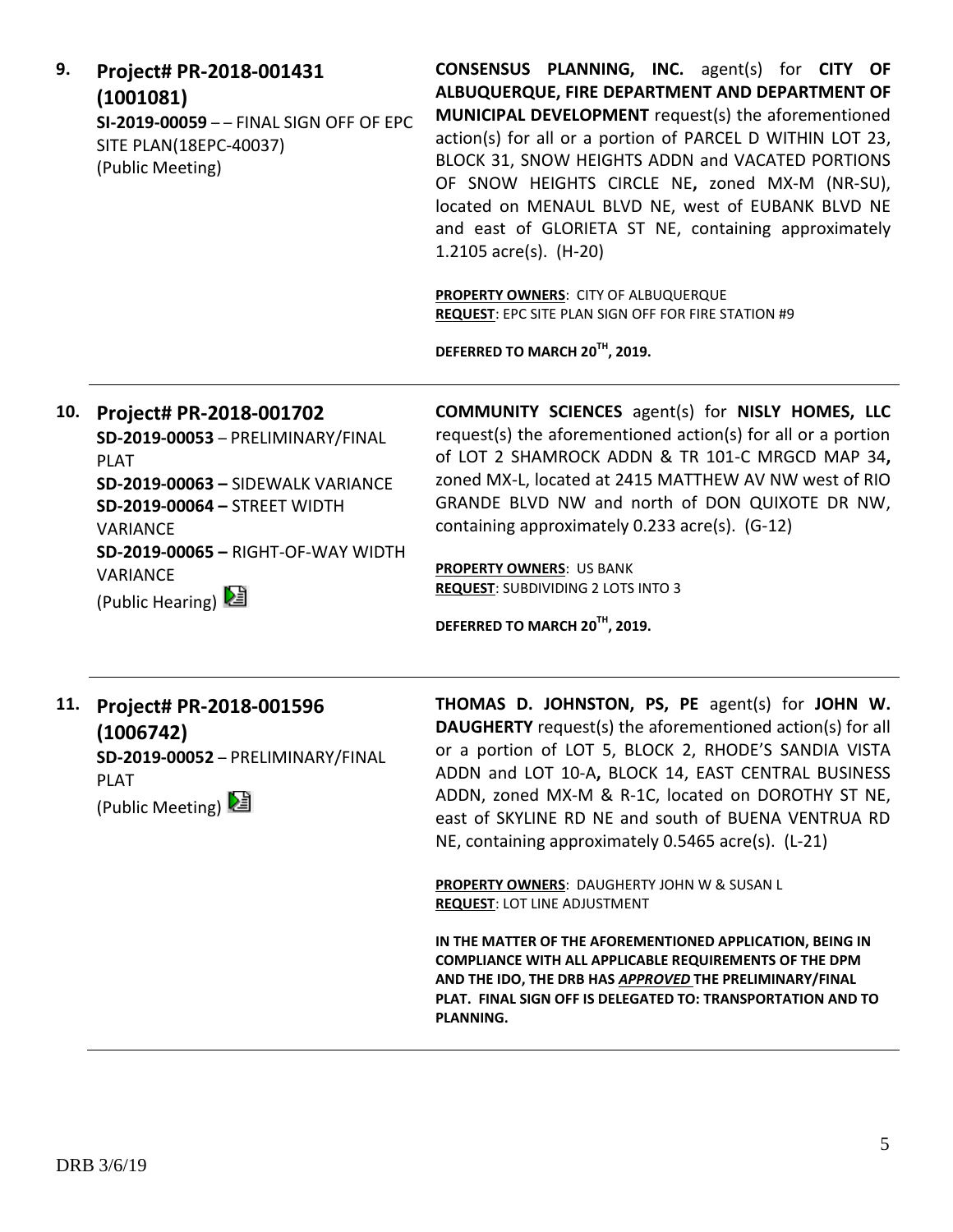**9. Project# PR-2018-001431 (1001081)**
**SI-2019-00059** – – FINAL SIGN OFF OF EPC SITE PLAN(18EPC-40037)
(Public Meeting)

**CONSENSUS PLANNING, INC.** agent(s) for **CITY OF ALBUQUERQUE, FIRE DEPARTMENT AND DEPARTMENT OF MUNICIPAL DEVELOPMENT** request(s) the aforementioned action(s) for all or a portion of PARCEL D WITHIN LOT 23, BLOCK 31, SNOW HEIGHTS ADDN and VACATED PORTIONS OF SNOW HEIGHTS CIRCLE NE**,** zoned MX-M (NR-SU), located on MENAUL BLVD NE, west of EUBANK BLVD NE and east of GLORIETA ST NE, containing approximately 1.2105 acre(s). (H-20)

**PROPERTY OWNERS**: CITY OF ALBUQUERQUE
**REQUEST**: EPC SITE PLAN SIGN OFF FOR FIRE STATION #9

**DEFERRED TO MARCH 20TH, 2019.**

---

**10. Project# PR-2018-001702**
**SD-2019-00053** – PRELIMINARY/FINAL PLAT
**SD-2019-00063 –** SIDEWALK VARIANCE
**SD-2019-00064 –** STREET WIDTH VARIANCE
**SD-2019-00065 –** RIGHT-OF-WAY WIDTH VARIANCE
(Public Hearing)

**COMMUNITY SCIENCES** agent(s) for **NISLY HOMES, LLC** request(s) the aforementioned action(s) for all or a portion of LOT 2 SHAMROCK ADDN & TR 101-C MRGCD MAP 34**,** zoned MX-L, located at 2415 MATTHEW AV NW west of RIO GRANDE BLVD NW and north of DON QUIXOTE DR NW, containing approximately 0.233 acre(s). (G-12)

**PROPERTY OWNERS**: US BANK
**REQUEST**: SUBDIVIDING 2 LOTS INTO 3

**DEFERRED TO MARCH 20TH, 2019.**

---

**11. Project# PR-2018-001596 (1006742)**
**SD-2019-00052** – PRELIMINARY/FINAL PLAT
(Public Meeting)

**THOMAS D. JOHNSTON, PS, PE** agent(s) for **JOHN W. DAUGHERTY** request(s) the aforementioned action(s) for all or a portion of LOT 5, BLOCK 2, RHODE'S SANDIA VISTA ADDN and LOT 10-A**,** BLOCK 14, EAST CENTRAL BUSINESS ADDN, zoned MX-M & R-1C, located on DOROTHY ST NE, east of SKYLINE RD NE and south of BUENA VENTRUA RD NE, containing approximately 0.5465 acre(s). (L-21)

**PROPERTY OWNERS**: DAUGHERTY JOHN W & SUSAN L
**REQUEST**: LOT LINE ADJUSTMENT

**IN THE MATTER OF THE AFOREMENTIONED APPLICATION, BEING IN COMPLIANCE WITH ALL APPLICABLE REQUIREMENTS OF THE DPM AND THE IDO, THE DRB HAS *APPROVED* THE PRELIMINARY/FINAL PLAT. FINAL SIGN OFF IS DELEGATED TO: TRANSPORTATION AND TO PLANNING.**

---

DRB 3/6/19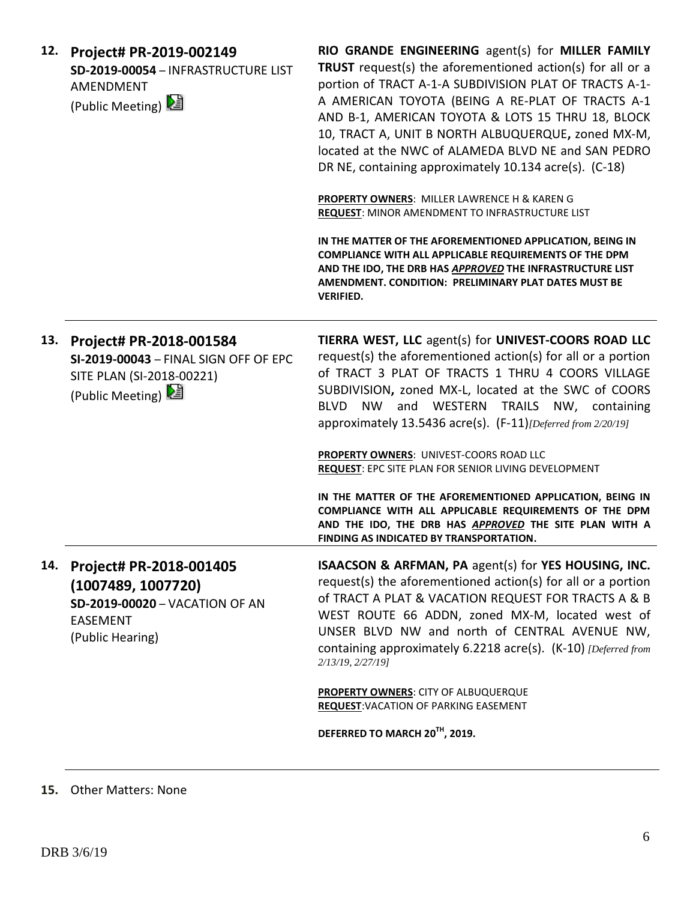**12. Project# PR-2019-002149**
**SD-2019-00054** – INFRASTRUCTURE LIST AMENDMENT
(Public Meeting)

**RIO GRANDE ENGINEERING** agent(s) for **MILLER FAMILY TRUST** request(s) the aforementioned action(s) for all or a portion of TRACT A-1-A SUBDIVISION PLAT OF TRACTS A-1-A AMERICAN TOYOTA (BEING A RE-PLAT OF TRACTS A-1 AND B-1, AMERICAN TOYOTA & LOTS 15 THRU 18, BLOCK 10, TRACT A, UNIT B NORTH ALBUQUERQUE**,** zoned MX-M, located at the NWC of ALAMEDA BLVD NE and SAN PEDRO DR NE, containing approximately 10.134 acre(s). (C-18)

**PROPERTY OWNERS**: MILLER LAWRENCE H & KAREN G
**REQUEST**: MINOR AMENDMENT TO INFRASTRUCTURE LIST

**IN THE MATTER OF THE AFOREMENTIONED APPLICATION, BEING IN COMPLIANCE WITH ALL APPLICABLE REQUIREMENTS OF THE DPM AND THE IDO, THE DRB HAS *APPROVED* THE INFRASTRUCTURE LIST AMENDMENT. CONDITION: PRELIMINARY PLAT DATES MUST BE VERIFIED.**

---

**13. Project# PR-2018-001584**
**SI-2019-00043** – FINAL SIGN OFF OF EPC SITE PLAN (SI-2018-00221)
(Public Meeting)

**TIERRA WEST, LLC** agent(s) for **UNIVEST-COORS ROAD LLC** request(s) the aforementioned action(s) for all or a portion of TRACT 3 PLAT OF TRACTS 1 THRU 4 COORS VILLAGE SUBDIVISION**,** zoned MX-L, located at the SWC of COORS BLVD NW and WESTERN TRAILS NW, containing approximately 13.5436 acre(s). (F-11)*[Deferred from 2/20/19]*

**PROPERTY OWNERS**: UNIVEST-COORS ROAD LLC
**REQUEST**: EPC SITE PLAN FOR SENIOR LIVING DEVELOPMENT

**IN THE MATTER OF THE AFOREMENTIONED APPLICATION, BEING IN COMPLIANCE WITH ALL APPLICABLE REQUIREMENTS OF THE DPM AND THE IDO, THE DRB HAS *APPROVED* THE SITE PLAN WITH A FINDING AS INDICATED BY TRANSPORTATION.**

---

**14. Project# PR-2018-001405 (1007489, 1007720)**
**SD-2019-00020** – VACATION OF AN EASEMENT
(Public Hearing)

**ISAACSON & ARFMAN, PA** agent(s) for **YES HOUSING, INC.** request(s) the aforementioned action(s) for all or a portion of TRACT A PLAT & VACATION REQUEST FOR TRACTS A & B WEST ROUTE 66 ADDN, zoned MX-M, located west of UNSER BLVD NW and north of CENTRAL AVENUE NW, containing approximately 6.2218 acre(s). (K-10) *[Deferred from 2/13/19, 2/27/19]*

**PROPERTY OWNERS**: CITY OF ALBUQUERQUE
**REQUEST**:VACATION OF PARKING EASEMENT

**DEFERRED TO MARCH 20TH, 2019.**

---

**15.** Other Matters: None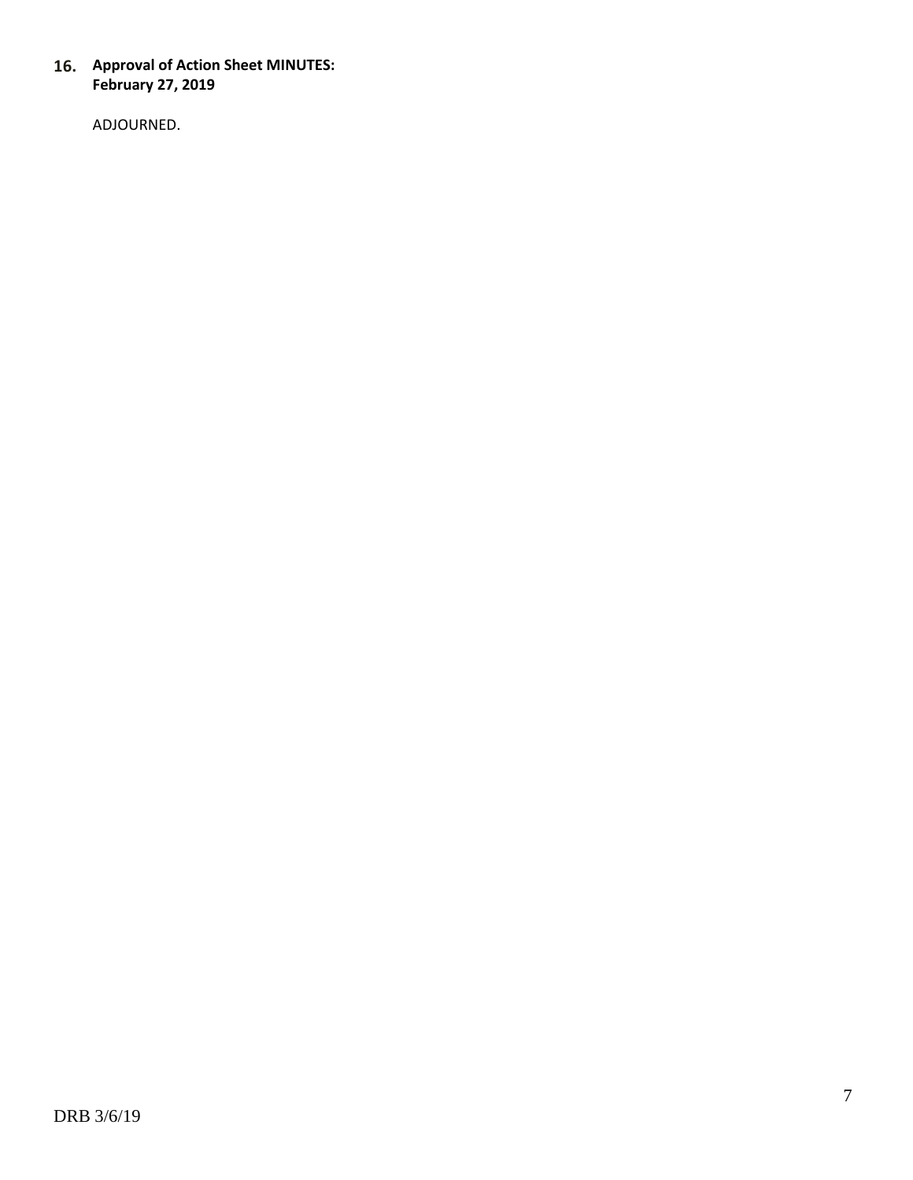**16. Approval of Action Sheet MINUTES:**
**February 27, 2019**

ADJOURNED.